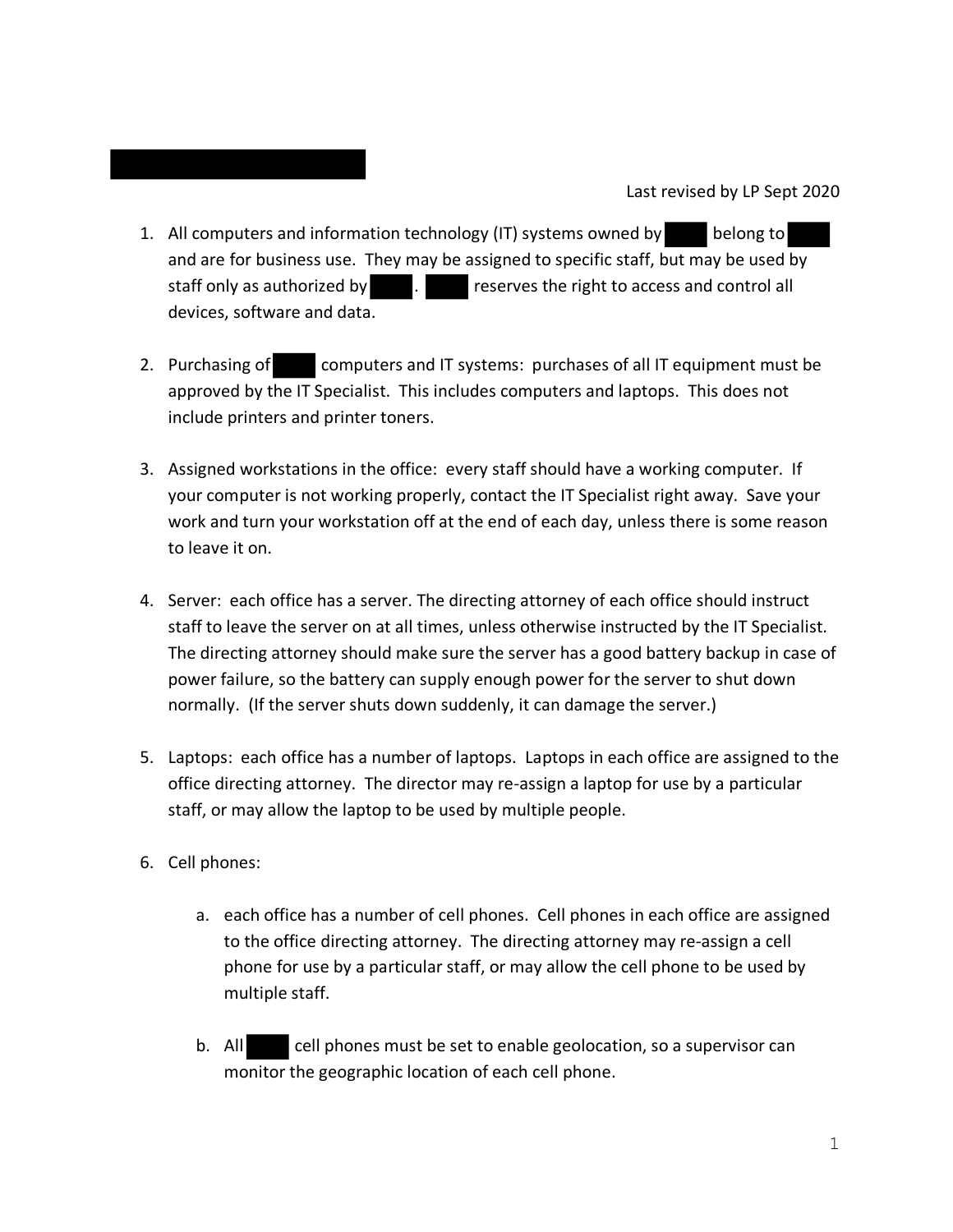Last revised by LP Sept 2020

1. All computers and information technology (IT) systems owned by belong to and are for business use. They may be assigned to specific staff, but may be used by staff only as authorized by . reserves the right to access and control all devices, software and data.

2. Purchasing of computers and IT systems: purchases of all IT equipment must be approved by the IT Specialist. This includes computers and laptops. This does not include printers and printer toners.

3. Assigned workstations in the office: every staff should have a working computer. If your computer is not working properly, contact the IT Specialist right away. Save your work and turn your workstation off at the end of each day, unless there is some reason to leave it on.

4. Server: each office has a server. The directing attorney of each office should instruct staff to leave the server on at all times, unless otherwise instructed by the IT Specialist. The directing attorney should make sure the server has a good battery backup in case of power failure, so the battery can supply enough power for the server to shut down normally. (If the server shuts down suddenly, it can damage the server.)

5. Laptops: each office has a number of laptops. Laptops in each office are assigned to the office directing attorney. The director may re-assign a laptop for use by a particular staff, or may allow the laptop to be used by multiple people.

6. Cell phones:

    a. each office has a number of cell phones. Cell phones in each office are assigned to the office directing attorney. The directing attorney may re-assign a cell phone for use by a particular staff, or may allow the cell phone to be used by multiple staff.

    b. All cell phones must be set to enable geolocation, so a supervisor can monitor the geographic location of each cell phone.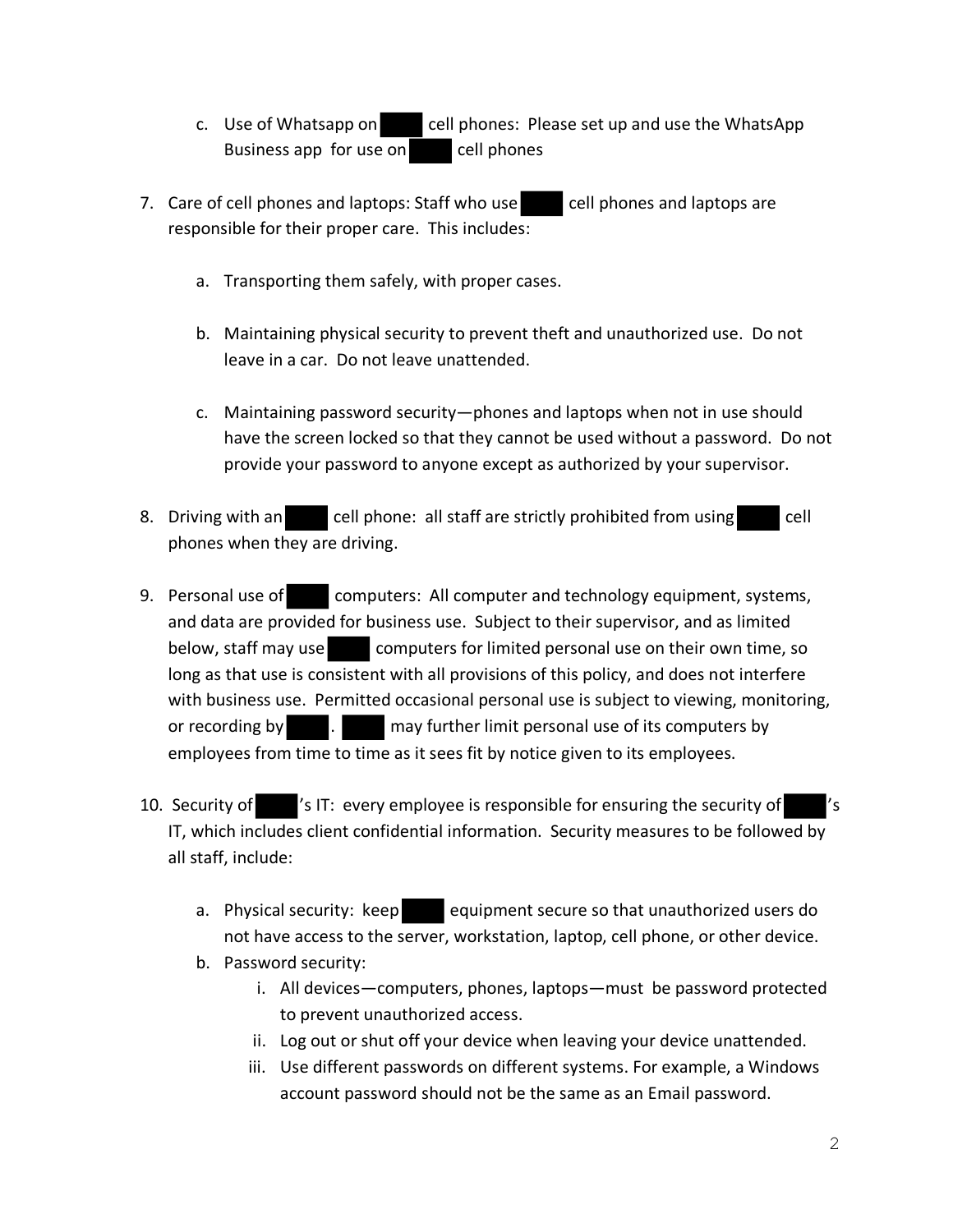c. Use of Whatsapp on ████ cell phones: Please set up and use the WhatsApp Business app for use on ████ cell phones

7. Care of cell phones and laptops: Staff who use ████ cell phones and laptops are responsible for their proper care. This includes:

   a. Transporting them safely, with proper cases.

   b. Maintaining physical security to prevent theft and unauthorized use. Do not leave in a car. Do not leave unattended.

   c. Maintaining password security—phones and laptops when not in use should have the screen locked so that they cannot be used without a password. Do not provide your password to anyone except as authorized by your supervisor.

8. Driving with an ████ cell phone: all staff are strictly prohibited from using ████ cell phones when they are driving.

9. Personal use of ████ computers: All computer and technology equipment, systems, and data are provided for business use. Subject to their supervisor, and as limited below, staff may use ████ computers for limited personal use on their own time, so long as that use is consistent with all provisions of this policy, and does not interfere with business use. Permitted occasional personal use is subject to viewing, monitoring, or recording by ████. ████ may further limit personal use of its computers by employees from time to time as it sees fit by notice given to its employees.

10. Security of ████'s IT: every employee is responsible for ensuring the security of ████'s IT, which includes client confidential information. Security measures to be followed by all staff, include:

    a. Physical security: keep ████ equipment secure so that unauthorized users do not have access to the server, workstation, laptop, cell phone, or other device.
    b. Password security:
        i. All devices—computers, phones, laptops—must be password protected to prevent unauthorized access.
        ii. Log out or shut off your device when leaving your device unattended.
        iii. Use different passwords on different systems. For example, a Windows account password should not be the same as an Email password.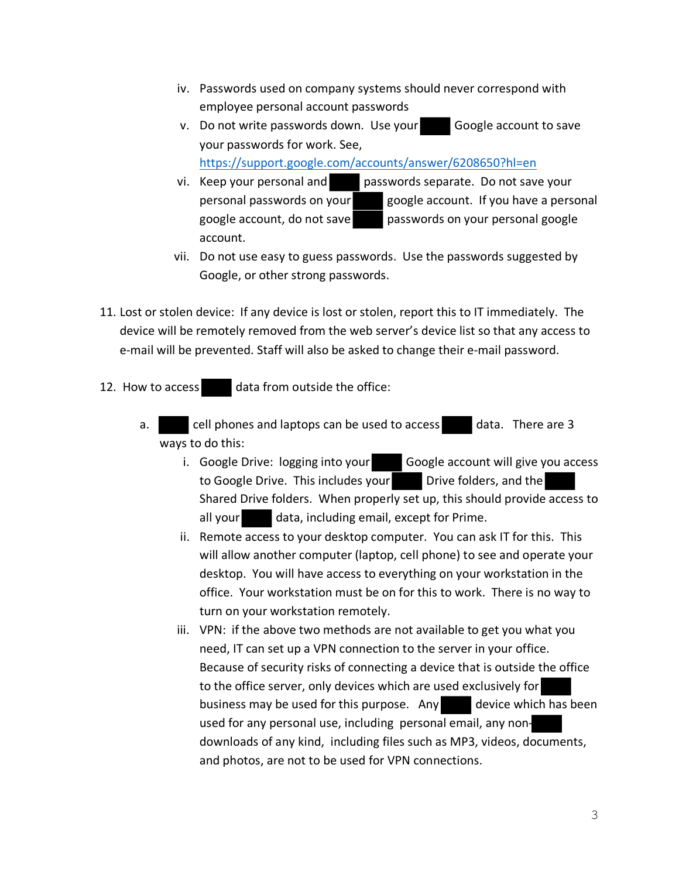iv. Passwords used on company systems should never correspond with employee personal account passwords

v. Do not write passwords down. Use your ████ Google account to save your passwords for work. See, [https://support.google.com/accounts/answer/6208650?hl=en](https://support.google.com/accounts/answer/6208650?hl=en)

vi. Keep your personal and ████ passwords separate. Do not save your personal passwords on your ████ google account. If you have a personal google account, do not save ████ passwords on your personal google account.

vii. Do not use easy to guess passwords. Use the passwords suggested by Google, or other strong passwords.

11. Lost or stolen device: If any device is lost or stolen, report this to IT immediately. The device will be remotely removed from the web server's device list so that any access to e-mail will be prevented. Staff will also be asked to change their e-mail password.

12. How to access ████ data from outside the office:

    a. ████ cell phones and laptops can be used to access ████ data. There are 3 ways to do this:

        i. Google Drive: logging into your ████ Google account will give you access to Google Drive. This includes your ████ Drive folders, and the ████ Shared Drive folders. When properly set up, this should provide access to all your ████ data, including email, except for Prime.

        ii. Remote access to your desktop computer. You can ask IT for this. This will allow another computer (laptop, cell phone) to see and operate your desktop. You will have access to everything on your workstation in the office. Your workstation must be on for this to work. There is no way to turn on your workstation remotely.

        iii. VPN: if the above two methods are not available to get you what you need, IT can set up a VPN connection to the server in your office. Because of security risks of connecting a device that is outside the office to the office server, only devices which are used exclusively for ████ business may be used for this purpose. Any ████ device which has been used for any personal use, including personal email, any non-████ downloads of any kind, including files such as MP3, videos, documents, and photos, are not to be used for VPN connections.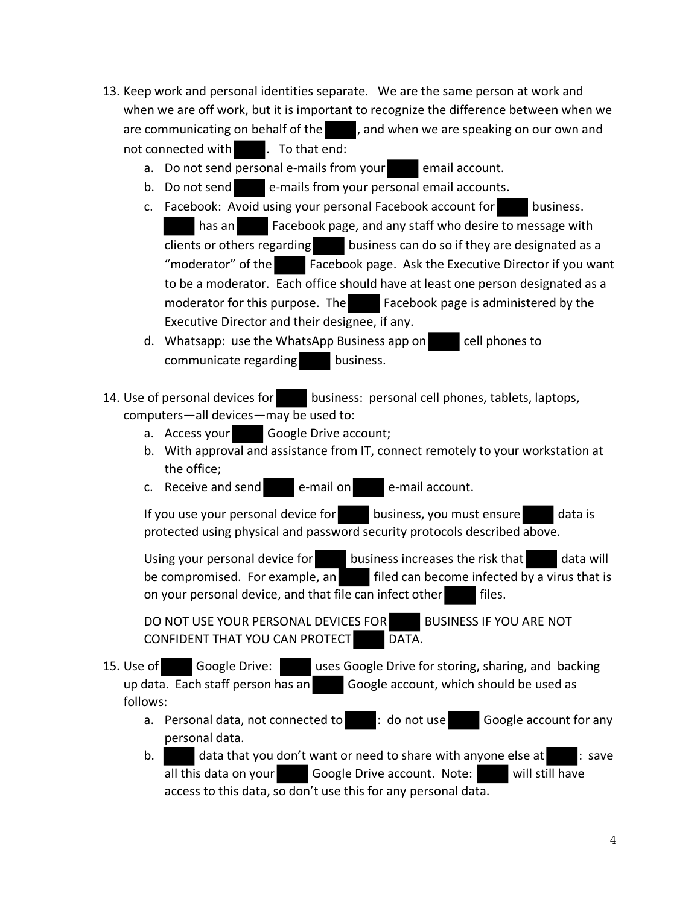13. Keep work and personal identities separate. We are the same person at work and when we are off work, but it is important to recognize the difference between when we are communicating on behalf of the ████, and when we are speaking on our own and not connected with ████. To that end:
    a. Do not send personal e-mails from your ████ email account.
    b. Do not send ████ e-mails from your personal email accounts.
    c. Facebook: Avoid using your personal Facebook account for ████ business. ████ has an ████ Facebook page, and any staff who desire to message with clients or others regarding ████ business can do so if they are designated as a "moderator" of the ████ Facebook page. Ask the Executive Director if you want to be a moderator. Each office should have at least one person designated as a moderator for this purpose. The ████ Facebook page is administered by the Executive Director and their designee, if any.
    d. Whatsapp: use the WhatsApp Business app on ████ cell phones to communicate regarding ████ business.

14. Use of personal devices for ████ business: personal cell phones, tablets, laptops, computers—all devices—may be used to:
    a. Access your ████ Google Drive account;
    b. With approval and assistance from IT, connect remotely to your workstation at the office;
    c. Receive and send ████ e-mail on ████ e-mail account.

    If you use your personal device for ████ business, you must ensure ████ data is protected using physical and password security protocols described above.

    Using your personal device for ████ business increases the risk that ████ data will be compromised. For example, an ████ filed can become infected by a virus that is on your personal device, and that file can infect other ████ files.

    DO NOT USE YOUR PERSONAL DEVICES FOR ████ BUSINESS IF YOU ARE NOT CONFIDENT THAT YOU CAN PROTECT ████ DATA.

15. Use of ████ Google Drive: ████ uses Google Drive for storing, sharing, and backing up data. Each staff person has an ████ Google account, which should be used as follows:
    a. Personal data, not connected to ████: do not use ████ Google account for any personal data.
    b. ████ data that you don't want or need to share with anyone else at ████: save all this data on your ████ Google Drive account. Note: ████ will still have access to this data, so don't use this for any personal data.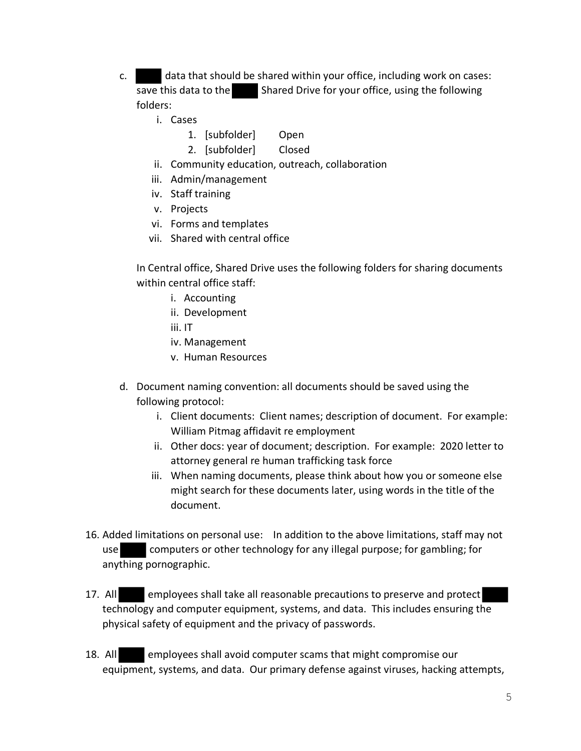c. ████ data that should be shared within your office, including work on cases: save this data to the ████ Shared Drive for your office, using the following folders:

   i. Cases

      1. [subfolder] Open
      2. [subfolder] Closed

   ii. Community education, outreach, collaboration

   iii. Admin/management

   iv. Staff training

   v. Projects

   vi. Forms and templates

   vii. Shared with central office

   In Central office, Shared Drive uses the following folders for sharing documents within central office staff:

   i. Accounting

   ii. Development

   iii. IT

   iv. Management

   v. Human Resources

d. Document naming convention: all documents should be saved using the following protocol:

   i. Client documents: Client names; description of document. For example: William Pitmag affidavit re employment

   ii. Other docs: year of document; description. For example: 2020 letter to attorney general re human trafficking task force

   iii. When naming documents, please think about how you or someone else might search for these documents later, using words in the title of the document.

16. Added limitations on personal use: In addition to the above limitations, staff may not use ████ computers or other technology for any illegal purpose; for gambling; for anything pornographic.

17. All ████ employees shall take all reasonable precautions to preserve and protect ████ technology and computer equipment, systems, and data. This includes ensuring the physical safety of equipment and the privacy of passwords.

18. All ████ employees shall avoid computer scams that might compromise our equipment, systems, and data. Our primary defense against viruses, hacking attempts,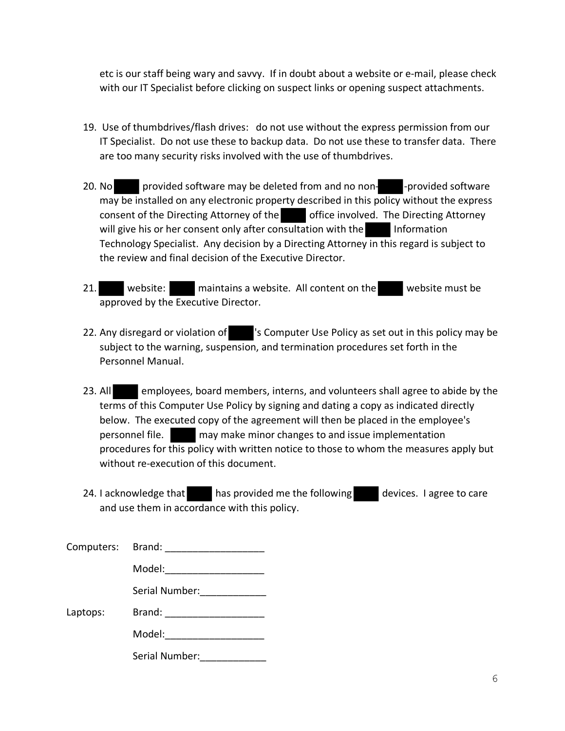etc is our staff being wary and savvy. If in doubt about a website or e-mail, please check with our IT Specialist before clicking on suspect links or opening suspect attachments.

19. Use of thumbdrives/flash drives: do not use without the express permission from our IT Specialist. Do not use these to backup data. Do not use these to transfer data. There are too many security risks involved with the use of thumbdrives.

20. No ████ provided software may be deleted from and no non-████-provided software may be installed on any electronic property described in this policy without the express consent of the Directing Attorney of the ████ office involved. The Directing Attorney will give his or her consent only after consultation with the ████ Information Technology Specialist. Any decision by a Directing Attorney in this regard is subject to the review and final decision of the Executive Director.

21. ████ website: ████ maintains a website. All content on the ████ website must be approved by the Executive Director.

22. Any disregard or violation of ████'s Computer Use Policy as set out in this policy may be subject to the warning, suspension, and termination procedures set forth in the Personnel Manual.

23. All ████ employees, board members, interns, and volunteers shall agree to abide by the terms of this Computer Use Policy by signing and dating a copy as indicated directly below. The executed copy of the agreement will then be placed in the employee's personnel file. ████ may make minor changes to and issue implementation procedures for this policy with written notice to those to whom the measures apply but without re-execution of this document.

24. I acknowledge that ████ has provided me the following ████ devices. I agree to care and use them in accordance with this policy.

Computers: Brand: __________________

Model:__________________

Serial Number:____________

Laptops: Brand: __________________

Model:__________________

Serial Number:____________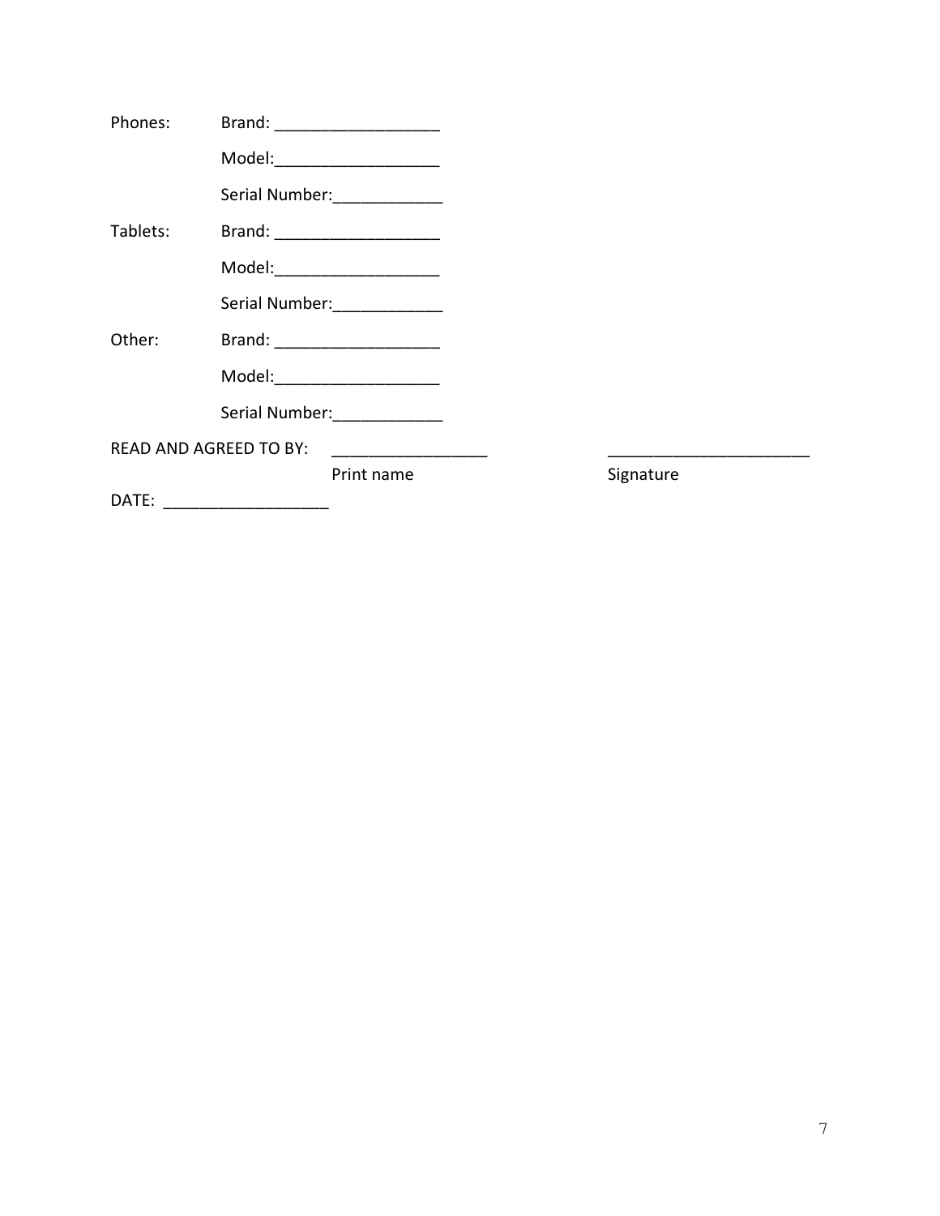Phones: Brand: __________________

Model:__________________

Serial Number:____________

Tablets: Brand: __________________

Model:__________________

Serial Number:____________

Other: Brand: __________________

Model:__________________

Serial Number:____________

READ AND AGREED TO BY: _________________ ______________________

Print name Signature

DATE: __________________